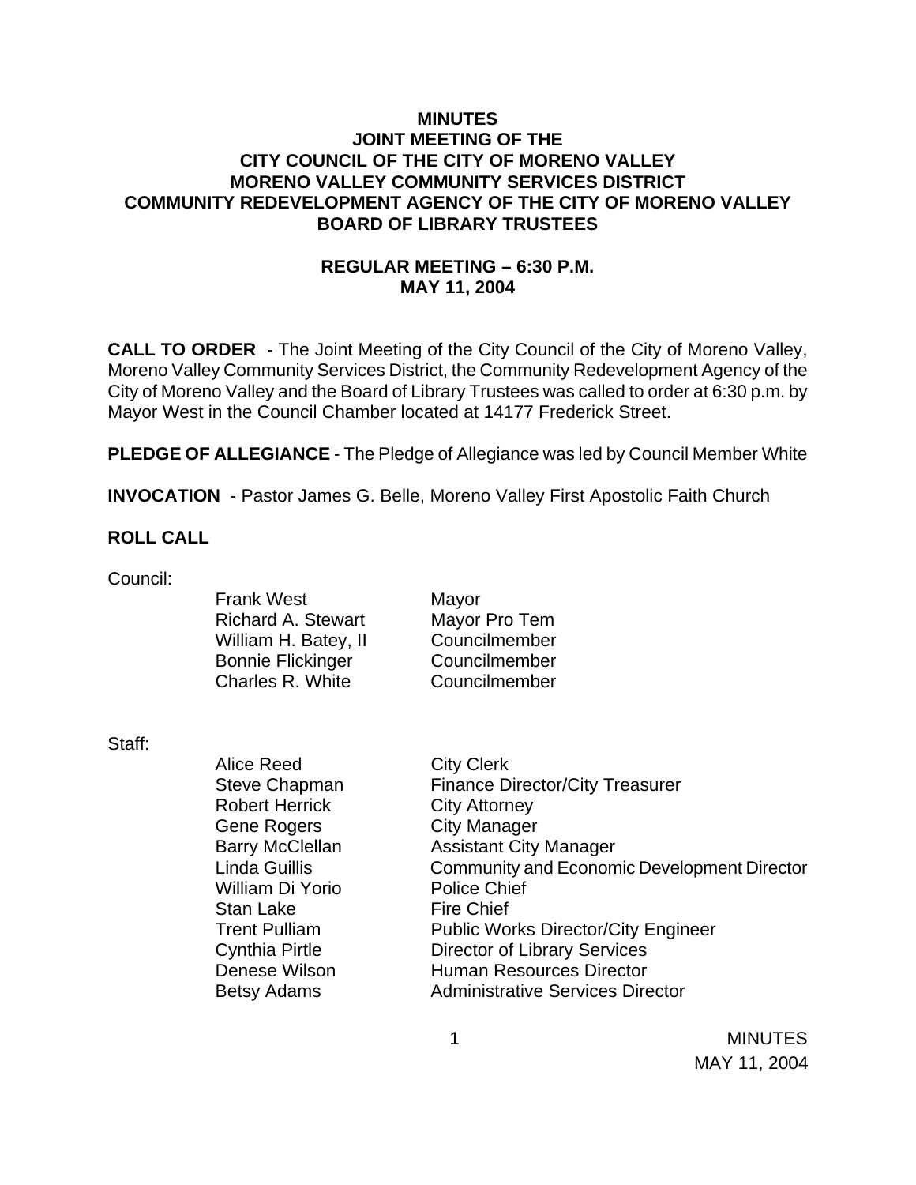# MINUTES
## JOINT MEETING OF THE
## CITY COUNCIL OF THE CITY OF MORENO VALLEY
## MORENO VALLEY COMMUNITY SERVICES DISTRICT
## COMMUNITY REDEVELOPMENT AGENCY OF THE CITY OF MORENO VALLEY
## BOARD OF LIBRARY TRUSTEES

### REGULAR MEETING – 6:30 P.M.
### MAY 11, 2004

**CALL TO ORDER** - The Joint Meeting of the City Council of the City of Moreno Valley, Moreno Valley Community Services District, the Community Redevelopment Agency of the City of Moreno Valley and the Board of Library Trustees was called to order at 6:30 p.m. by Mayor West in the Council Chamber located at 14177 Frederick Street.

**PLEDGE OF ALLEGIANCE** - The Pledge of Allegiance was led by Council Member White

**INVOCATION** - Pastor James G. Belle, Moreno Valley First Apostolic Faith Church

**ROLL CALL**

Council:

| | |
|---|---|
| Frank West | Mayor |
| Richard A. Stewart | Mayor Pro Tem |
| William H. Batey, II | Councilmember |
| Bonnie Flickinger | Councilmember |
| Charles R. White | Councilmember |

Staff:

| | |
|---|---|
| Alice Reed | City Clerk |
| Steve Chapman | Finance Director/City Treasurer |
| Robert Herrick | City Attorney |
| Gene Rogers | City Manager |
| Barry McClellan | Assistant City Manager |
| Linda Guillis | Community and Economic Development Director |
| William Di Yorio | Police Chief |
| Stan Lake | Fire Chief |
| Trent Pulliam | Public Works Director/City Engineer |
| Cynthia Pirtle | Director of Library Services |
| Denese Wilson | Human Resources Director |
| Betsy Adams | Administrative Services Director |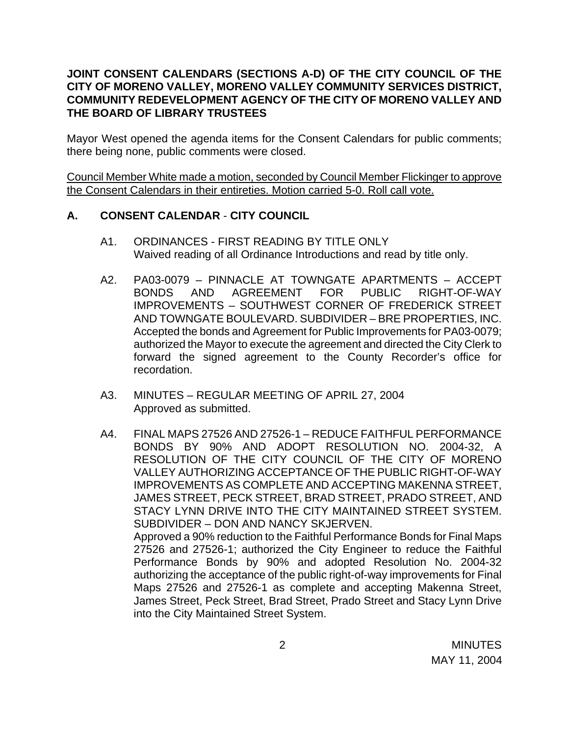**JOINT CONSENT CALENDARS (SECTIONS A-D) OF THE CITY COUNCIL OF THE CITY OF MORENO VALLEY, MORENO VALLEY COMMUNITY SERVICES DISTRICT, COMMUNITY REDEVELOPMENT AGENCY OF THE CITY OF MORENO VALLEY AND THE BOARD OF LIBRARY TRUSTEES**

Mayor West opened the agenda items for the Consent Calendars for public comments; there being none, public comments were closed.

Council Member White made a motion, seconded by Council Member Flickinger to approve the Consent Calendars in their entireties. Motion carried 5-0. Roll call vote.

## A. CONSENT CALENDAR - CITY COUNCIL

A1. ORDINANCES - FIRST READING BY TITLE ONLY
Waived reading of all Ordinance Introductions and read by title only.

A2. PA03-0079 – PINNACLE AT TOWNGATE APARTMENTS – ACCEPT BONDS AND AGREEMENT FOR PUBLIC RIGHT-OF-WAY IMPROVEMENTS – SOUTHWEST CORNER OF FREDERICK STREET AND TOWNGATE BOULEVARD. SUBDIVIDER – BRE PROPERTIES, INC.
Accepted the bonds and Agreement for Public Improvements for PA03-0079; authorized the Mayor to execute the agreement and directed the City Clerk to forward the signed agreement to the County Recorder's office for recordation.

A3. MINUTES – REGULAR MEETING OF APRIL 27, 2004
Approved as submitted.

A4. FINAL MAPS 27526 AND 27526-1 – REDUCE FAITHFUL PERFORMANCE BONDS BY 90% AND ADOPT RESOLUTION NO. 2004-32, A RESOLUTION OF THE CITY COUNCIL OF THE CITY OF MORENO VALLEY AUTHORIZING ACCEPTANCE OF THE PUBLIC RIGHT-OF-WAY IMPROVEMENTS AS COMPLETE AND ACCEPTING MAKENNA STREET, JAMES STREET, PECK STREET, BRAD STREET, PRADO STREET, AND STACY LYNN DRIVE INTO THE CITY MAINTAINED STREET SYSTEM. SUBDIVIDER – DON AND NANCY SKJERVEN.
Approved a 90% reduction to the Faithful Performance Bonds for Final Maps 27526 and 27526-1; authorized the City Engineer to reduce the Faithful Performance Bonds by 90% and adopted Resolution No. 2004-32 authorizing the acceptance of the public right-of-way improvements for Final Maps 27526 and 27526-1 as complete and accepting Makenna Street, James Street, Peck Street, Brad Street, Prado Street and Stacy Lynn Drive into the City Maintained Street System.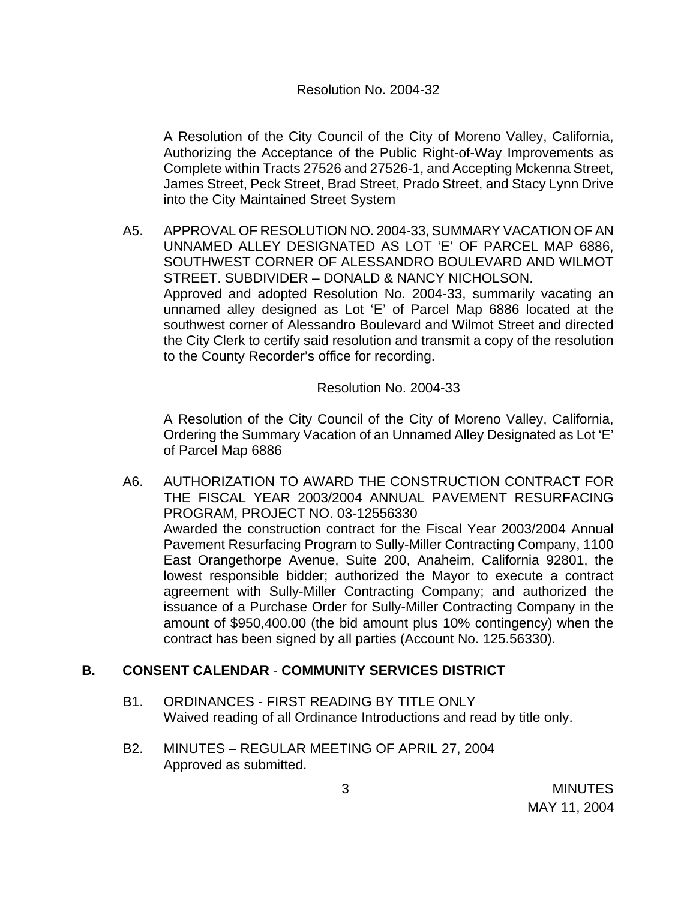Resolution No. 2004-32

A Resolution of the City Council of the City of Moreno Valley, California, Authorizing the Acceptance of the Public Right-of-Way Improvements as Complete within Tracts 27526 and 27526-1, and Accepting Mckenna Street, James Street, Peck Street, Brad Street, Prado Street, and Stacy Lynn Drive into the City Maintained Street System

A5. APPROVAL OF RESOLUTION NO. 2004-33, SUMMARY VACATION OF AN UNNAMED ALLEY DESIGNATED AS LOT 'E' OF PARCEL MAP 6886, SOUTHWEST CORNER OF ALESSANDRO BOULEVARD AND WILMOT STREET. SUBDIVIDER – DONALD & NANCY NICHOLSON.
Approved and adopted Resolution No. 2004-33, summarily vacating an unnamed alley designed as Lot 'E' of Parcel Map 6886 located at the southwest corner of Alessandro Boulevard and Wilmot Street and directed the City Clerk to certify said resolution and transmit a copy of the resolution to the County Recorder's office for recording.

Resolution No. 2004-33

A Resolution of the City Council of the City of Moreno Valley, California, Ordering the Summary Vacation of an Unnamed Alley Designated as Lot 'E' of Parcel Map 6886

A6. AUTHORIZATION TO AWARD THE CONSTRUCTION CONTRACT FOR THE FISCAL YEAR 2003/2004 ANNUAL PAVEMENT RESURFACING PROGRAM, PROJECT NO. 03-12556330
Awarded the construction contract for the Fiscal Year 2003/2004 Annual Pavement Resurfacing Program to Sully-Miller Contracting Company, 1100 East Orangethorpe Avenue, Suite 200, Anaheim, California 92801, the lowest responsible bidder; authorized the Mayor to execute a contract agreement with Sully-Miller Contracting Company; and authorized the issuance of a Purchase Order for Sully-Miller Contracting Company in the amount of $950,400.00 (the bid amount plus 10% contingency) when the contract has been signed by all parties (Account No. 125.56330).

## B. CONSENT CALENDAR - COMMUNITY SERVICES DISTRICT

B1. ORDINANCES - FIRST READING BY TITLE ONLY
Waived reading of all Ordinance Introductions and read by title only.

B2. MINUTES – REGULAR MEETING OF APRIL 27, 2004
Approved as submitted.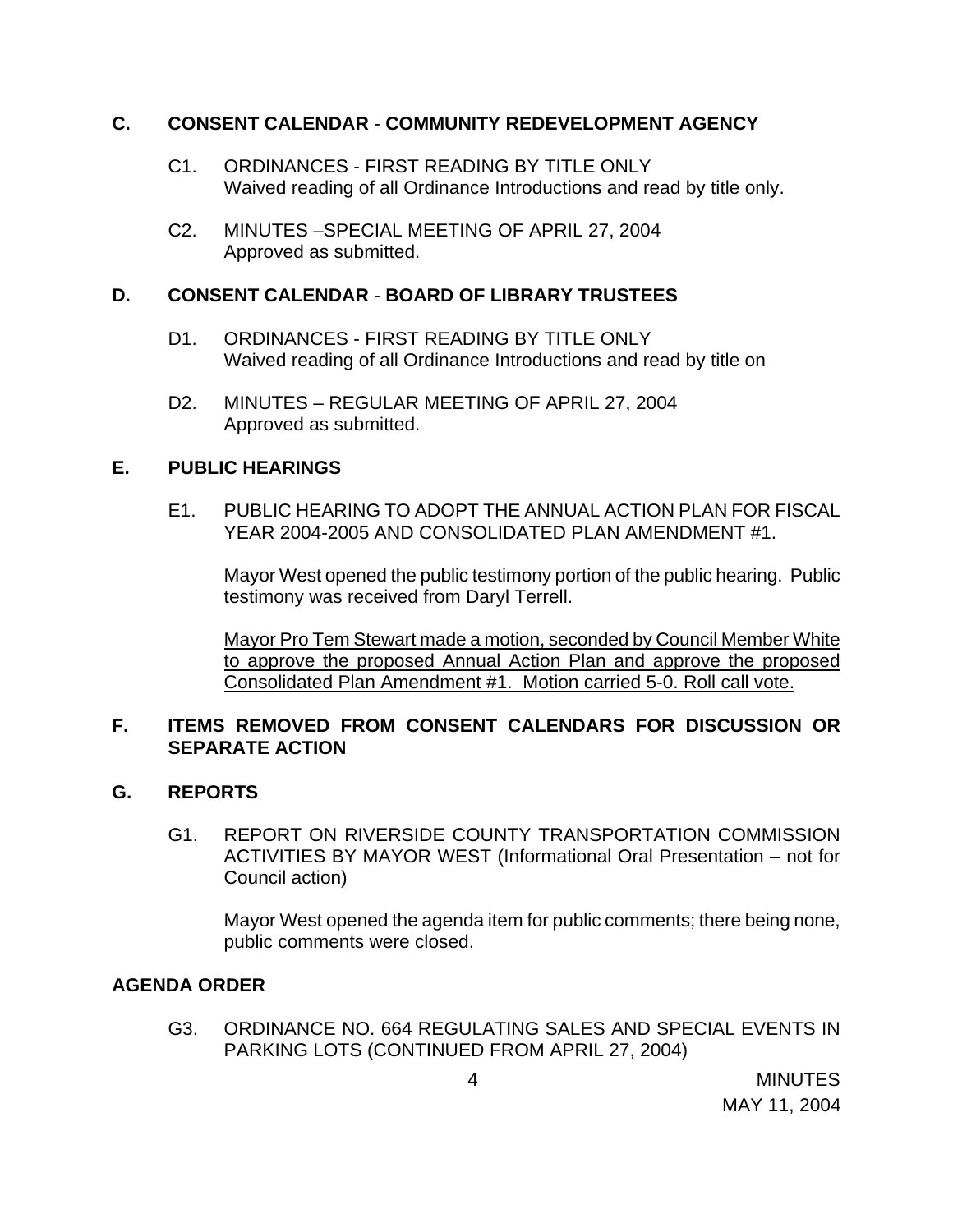## C. CONSENT CALENDAR - COMMUNITY REDEVELOPMENT AGENCY

C1. ORDINANCES - FIRST READING BY TITLE ONLY
Waived reading of all Ordinance Introductions and read by title only.

C2. MINUTES –SPECIAL MEETING OF APRIL 27, 2004
Approved as submitted.

## D. CONSENT CALENDAR - BOARD OF LIBRARY TRUSTEES

D1. ORDINANCES - FIRST READING BY TITLE ONLY
Waived reading of all Ordinance Introductions and read by title on

D2. MINUTES – REGULAR MEETING OF APRIL 27, 2004
Approved as submitted.

## E. PUBLIC HEARINGS

E1. PUBLIC HEARING TO ADOPT THE ANNUAL ACTION PLAN FOR FISCAL YEAR 2004-2005 AND CONSOLIDATED PLAN AMENDMENT #1.

Mayor West opened the public testimony portion of the public hearing. Public testimony was received from Daryl Terrell.

<u>Mayor Pro Tem Stewart made a motion, seconded by Council Member White to approve the proposed Annual Action Plan and approve the proposed Consolidated Plan Amendment #1. Motion carried 5-0. Roll call vote.</u>

## F. ITEMS REMOVED FROM CONSENT CALENDARS FOR DISCUSSION OR SEPARATE ACTION

## G. REPORTS

G1. REPORT ON RIVERSIDE COUNTY TRANSPORTATION COMMISSION ACTIVITIES BY MAYOR WEST (Informational Oral Presentation – not for Council action)

Mayor West opened the agenda item for public comments; there being none, public comments were closed.

## AGENDA ORDER

G3. ORDINANCE NO. 664 REGULATING SALES AND SPECIAL EVENTS IN PARKING LOTS (CONTINUED FROM APRIL 27, 2004)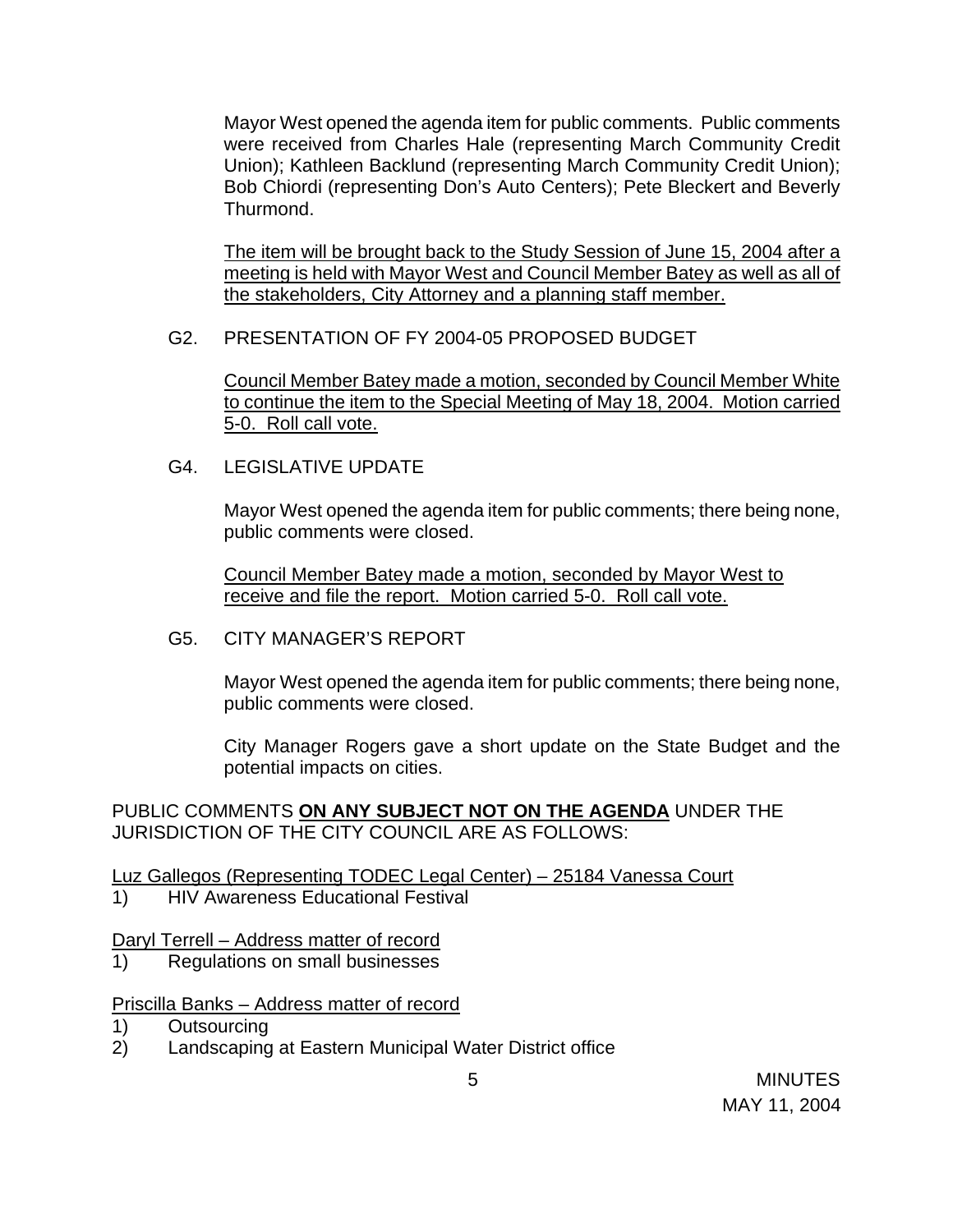Mayor West opened the agenda item for public comments. Public comments were received from Charles Hale (representing March Community Credit Union); Kathleen Backlund (representing March Community Credit Union); Bob Chiordi (representing Don's Auto Centers); Pete Bleckert and Beverly Thurmond.

<u>The item will be brought back to the Study Session of June 15, 2004 after a meeting is held with Mayor West and Council Member Batey as well as all of the stakeholders, City Attorney and a planning staff member.</u>

G2. PRESENTATION OF FY 2004-05 PROPOSED BUDGET

<u>Council Member Batey made a motion, seconded by Council Member White to continue the item to the Special Meeting of May 18, 2004. Motion carried 5-0. Roll call vote.</u>

G4. LEGISLATIVE UPDATE

Mayor West opened the agenda item for public comments; there being none, public comments were closed.

<u>Council Member Batey made a motion, seconded by Mayor West to receive and file the report. Motion carried 5-0. Roll call vote.</u>

G5. CITY MANAGER'S REPORT

Mayor West opened the agenda item for public comments; there being none, public comments were closed.

City Manager Rogers gave a short update on the State Budget and the potential impacts on cities.

PUBLIC COMMENTS **<u>ON ANY SUBJECT NOT ON THE AGENDA</u>** UNDER THE JURISDICTION OF THE CITY COUNCIL ARE AS FOLLOWS:

<u>Luz Gallegos (Representing TODEC Legal Center) – 25184 Vanessa Court</u>

1) HIV Awareness Educational Festival

<u>Daryl Terrell – Address matter of record</u>

1) Regulations on small businesses

<u>Priscilla Banks – Address matter of record</u>

1) Outsourcing
2) Landscaping at Eastern Municipal Water District office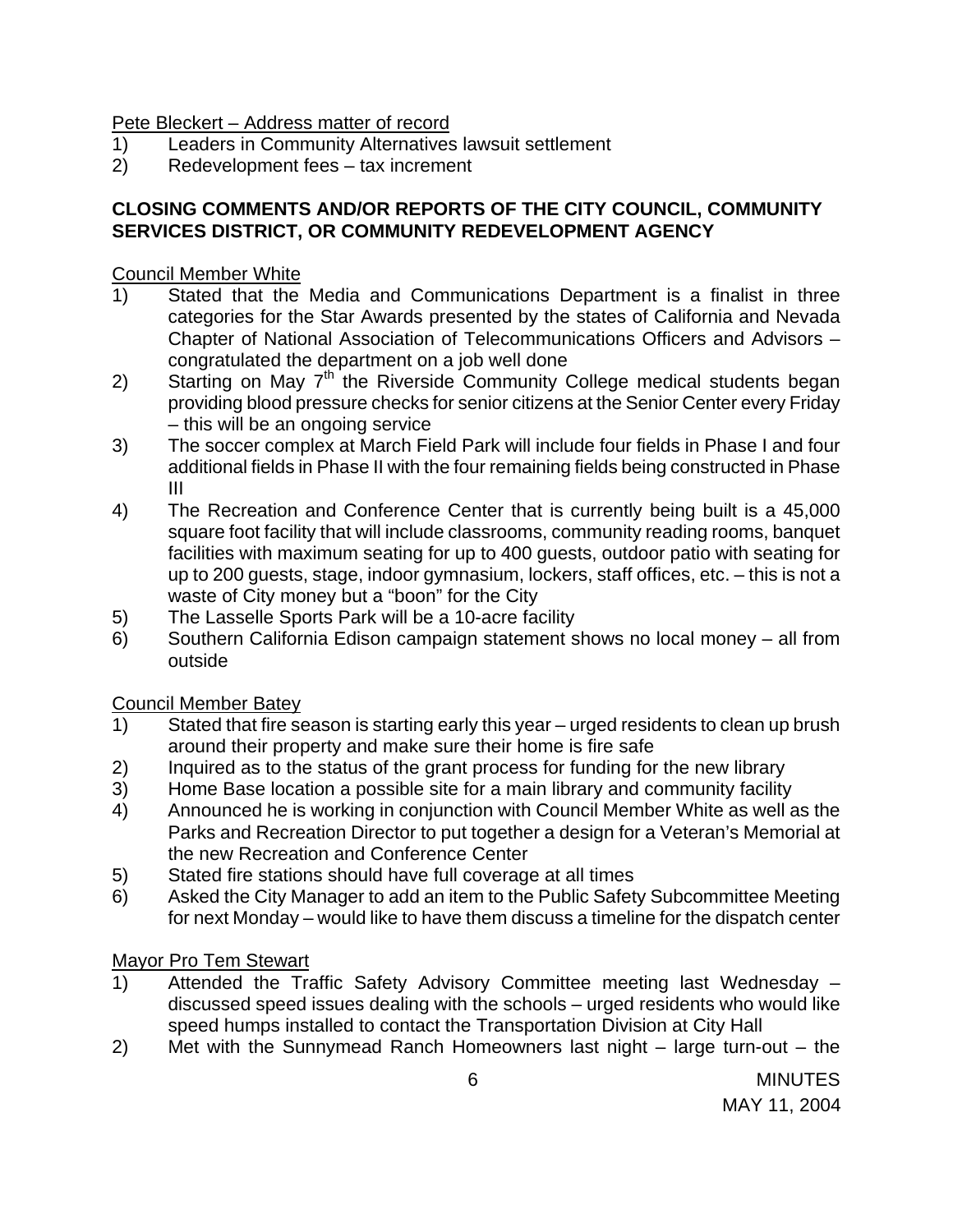Pete Bleckert – Address matter of record

1) Leaders in Community Alternatives lawsuit settlement
2) Redevelopment fees – tax increment

**CLOSING COMMENTS AND/OR REPORTS OF THE CITY COUNCIL, COMMUNITY SERVICES DISTRICT, OR COMMUNITY REDEVELOPMENT AGENCY**

Council Member White

1) Stated that the Media and Communications Department is a finalist in three categories for the Star Awards presented by the states of California and Nevada Chapter of National Association of Telecommunications Officers and Advisors – congratulated the department on a job well done
2) Starting on May 7th the Riverside Community College medical students began providing blood pressure checks for senior citizens at the Senior Center every Friday – this will be an ongoing service
3) The soccer complex at March Field Park will include four fields in Phase I and four additional fields in Phase II with the four remaining fields being constructed in Phase III
4) The Recreation and Conference Center that is currently being built is a 45,000 square foot facility that will include classrooms, community reading rooms, banquet facilities with maximum seating for up to 400 guests, outdoor patio with seating for up to 200 guests, stage, indoor gymnasium, lockers, staff offices, etc. – this is not a waste of City money but a "boon" for the City
5) The Lasselle Sports Park will be a 10-acre facility
6) Southern California Edison campaign statement shows no local money – all from outside

Council Member Batey

1) Stated that fire season is starting early this year – urged residents to clean up brush around their property and make sure their home is fire safe
2) Inquired as to the status of the grant process for funding for the new library
3) Home Base location a possible site for a main library and community facility
4) Announced he is working in conjunction with Council Member White as well as the Parks and Recreation Director to put together a design for a Veteran's Memorial at the new Recreation and Conference Center
5) Stated fire stations should have full coverage at all times
6) Asked the City Manager to add an item to the Public Safety Subcommittee Meeting for next Monday – would like to have them discuss a timeline for the dispatch center

Mayor Pro Tem Stewart

1) Attended the Traffic Safety Advisory Committee meeting last Wednesday – discussed speed issues dealing with the schools – urged residents who would like speed humps installed to contact the Transportation Division at City Hall
2) Met with the Sunnymead Ranch Homeowners last night – large turn-out – the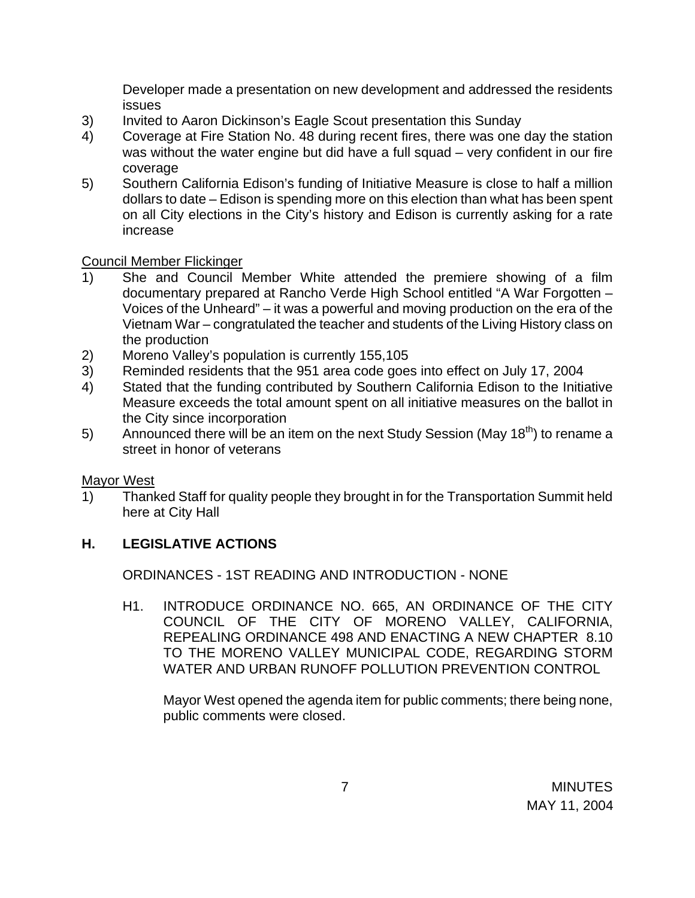Developer made a presentation on new development and addressed the residents issues

3) Invited to Aaron Dickinson's Eagle Scout presentation this Sunday
4) Coverage at Fire Station No. 48 during recent fires, there was one day the station was without the water engine but did have a full squad – very confident in our fire coverage
5) Southern California Edison's funding of Initiative Measure is close to half a million dollars to date – Edison is spending more on this election than what has been spent on all City elections in the City's history and Edison is currently asking for a rate increase

Council Member Flickinger

1) She and Council Member White attended the premiere showing of a film documentary prepared at Rancho Verde High School entitled "A War Forgotten – Voices of the Unheard" – it was a powerful and moving production on the era of the Vietnam War – congratulated the teacher and students of the Living History class on the production
2) Moreno Valley's population is currently 155,105
3) Reminded residents that the 951 area code goes into effect on July 17, 2004
4) Stated that the funding contributed by Southern California Edison to the Initiative Measure exceeds the total amount spent on all initiative measures on the ballot in the City since incorporation
5) Announced there will be an item on the next Study Session (May 18th) to rename a street in honor of veterans

Mayor West

1) Thanked Staff for quality people they brought in for the Transportation Summit held here at City Hall

## H. LEGISLATIVE ACTIONS

ORDINANCES - 1ST READING AND INTRODUCTION - NONE

H1. INTRODUCE ORDINANCE NO. 665, AN ORDINANCE OF THE CITY COUNCIL OF THE CITY OF MORENO VALLEY, CALIFORNIA, REPEALING ORDINANCE 498 AND ENACTING A NEW CHAPTER 8.10 TO THE MORENO VALLEY MUNICIPAL CODE, REGARDING STORM WATER AND URBAN RUNOFF POLLUTION PREVENTION CONTROL

Mayor West opened the agenda item for public comments; there being none, public comments were closed.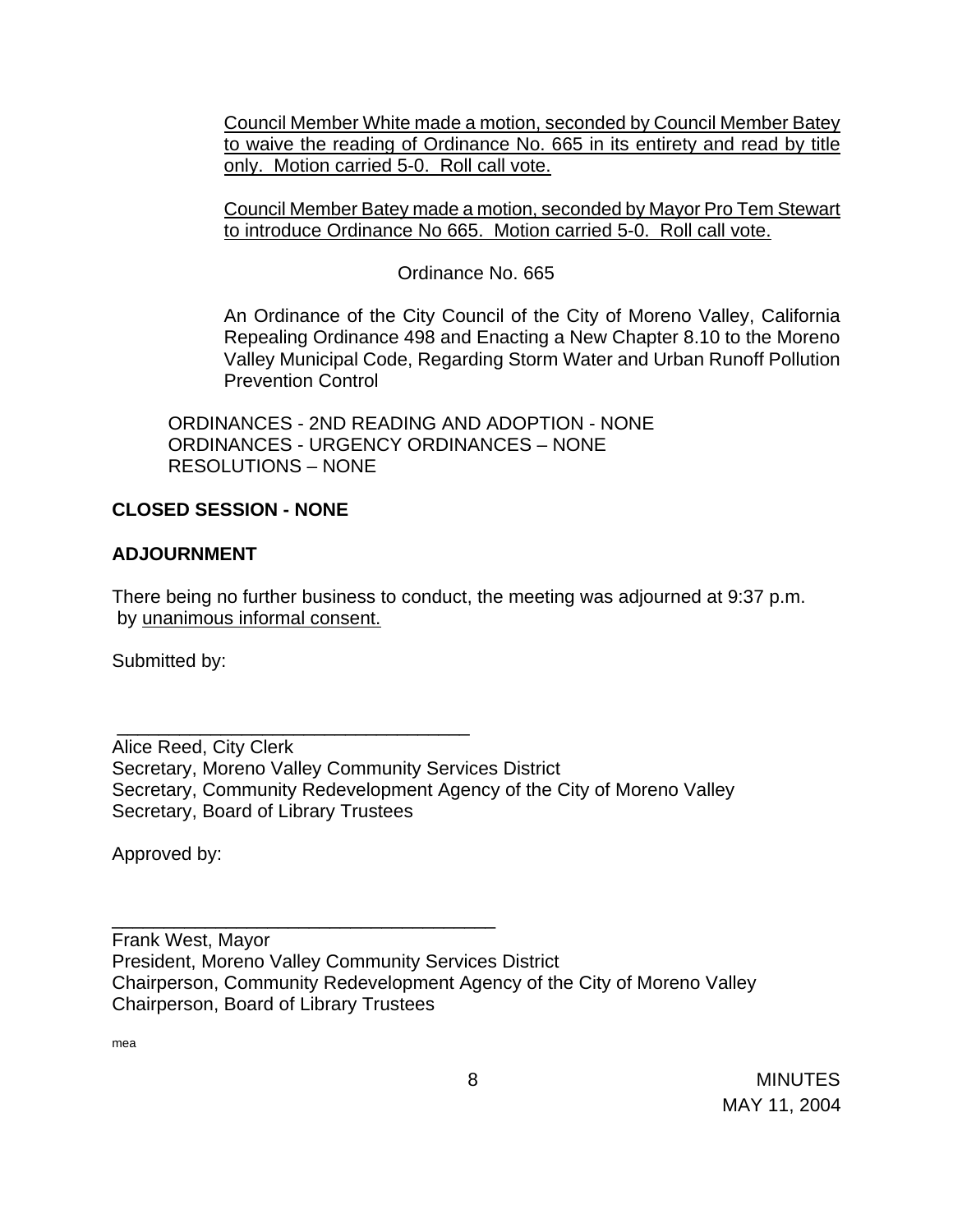Council Member White made a motion, seconded by Council Member Batey to waive the reading of Ordinance No. 665 in its entirety and read by title only. Motion carried 5-0. Roll call vote.

Council Member Batey made a motion, seconded by Mayor Pro Tem Stewart to introduce Ordinance No 665. Motion carried 5-0. Roll call vote.

Ordinance No. 665

An Ordinance of the City Council of the City of Moreno Valley, California Repealing Ordinance 498 and Enacting a New Chapter 8.10 to the Moreno Valley Municipal Code, Regarding Storm Water and Urban Runoff Pollution Prevention Control

ORDINANCES - 2ND READING AND ADOPTION - NONE
ORDINANCES - URGENCY ORDINANCES – NONE
RESOLUTIONS – NONE

**CLOSED SESSION - NONE**

**ADJOURNMENT**

There being no further business to conduct, the meeting was adjourned at 9:37 p.m. by unanimous informal consent.

Submitted by:

\_\_\_\_\_\_\_\_\_\_\_\_\_\_\_\_\_\_\_\_\_\_\_\_\_\_\_\_\_\_\_\_\_\_\_
Alice Reed, City Clerk
Secretary, Moreno Valley Community Services District
Secretary, Community Redevelopment Agency of the City of Moreno Valley
Secretary, Board of Library Trustees

Approved by:

\_\_\_\_\_\_\_\_\_\_\_\_\_\_\_\_\_\_\_\_\_\_\_\_\_\_\_\_\_\_\_\_\_\_\_
Frank West, Mayor
President, Moreno Valley Community Services District
Chairperson, Community Redevelopment Agency of the City of Moreno Valley
Chairperson, Board of Library Trustees

mea